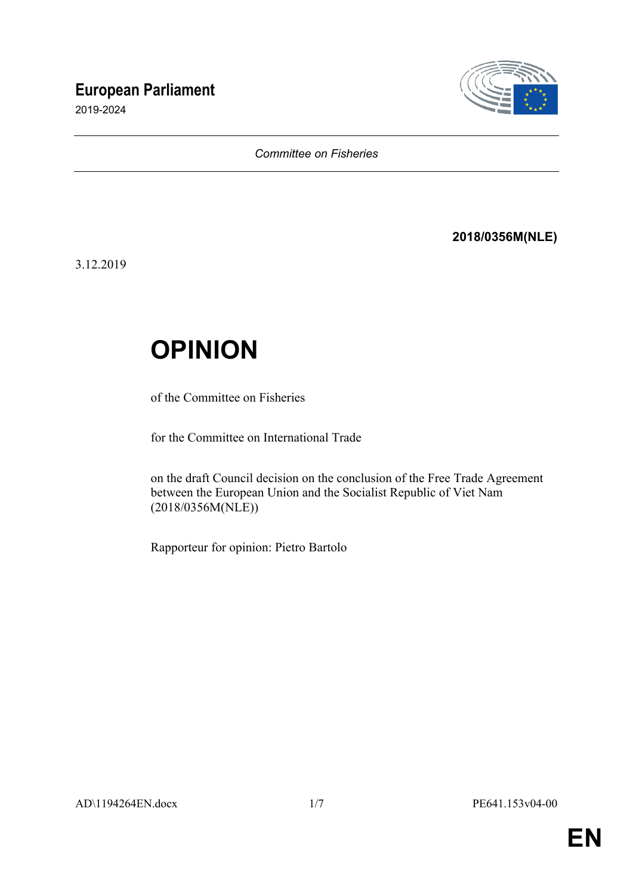**European Parliament**

2019-2024

*Committee on Fisheries*

**2018/0356M(NLE)**

3.12.2019

# OPINION

of the Committee on Fisheries

for the Committee on International Trade

on the draft Council decision on the conclusion of the Free Trade Agreement between the European Union and the Socialist Republic of Viet Nam (2018/0356M(NLE))

Rapporteur for opinion: Pietro Bartolo

AD\1194264EN.docx PE641.153v04-00

**EN**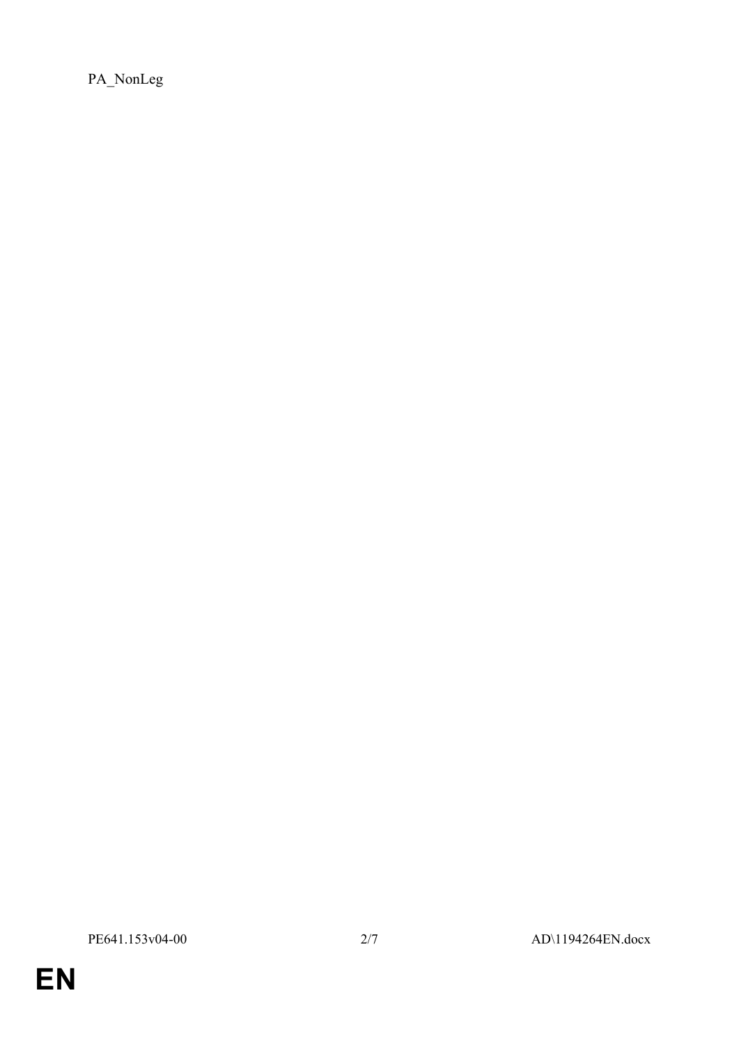PA_NonLeg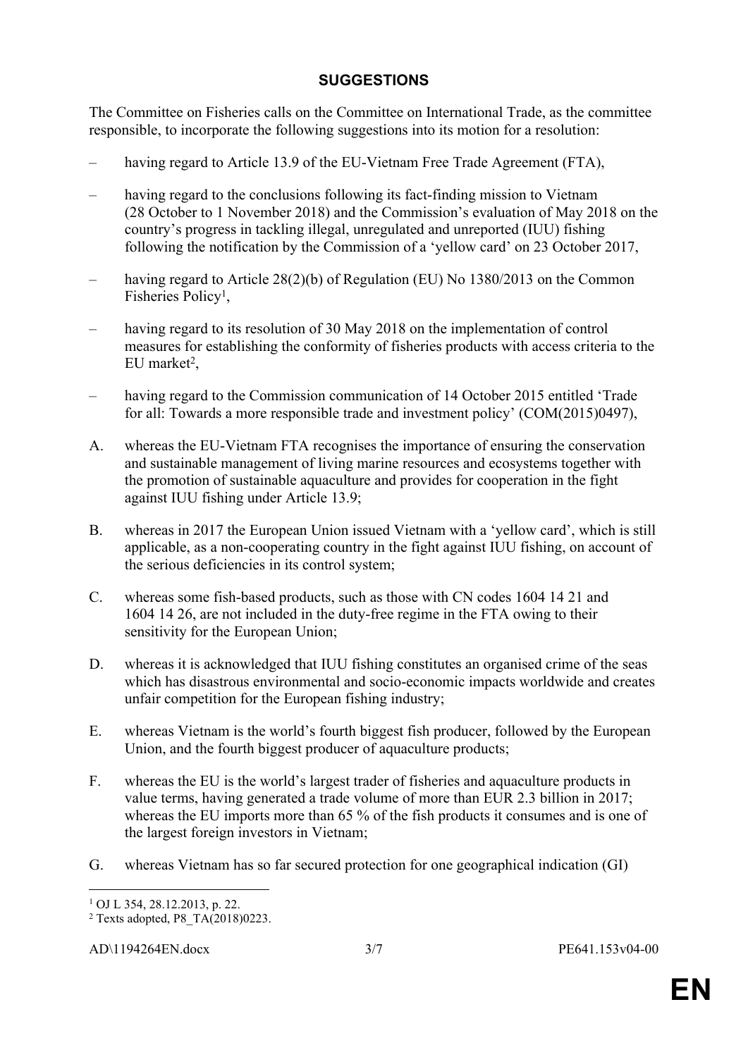## SUGGESTIONS

The Committee on Fisheries calls on the Committee on International Trade, as the committee responsible, to incorporate the following suggestions into its motion for a resolution:

– having regard to Article 13.9 of the EU-Vietnam Free Trade Agreement (FTA),

– having regard to the conclusions following its fact-finding mission to Vietnam (28 October to 1 November 2018) and the Commission's evaluation of May 2018 on the country's progress in tackling illegal, unregulated and unreported (IUU) fishing following the notification by the Commission of a 'yellow card' on 23 October 2017,

– having regard to Article 28(2)(b) of Regulation (EU) No 1380/2013 on the Common Fisheries Policy[1],

– having regard to its resolution of 30 May 2018 on the implementation of control measures for establishing the conformity of fisheries products with access criteria to the EU market[2],

– having regard to the Commission communication of 14 October 2015 entitled 'Trade for all: Towards a more responsible trade and investment policy' (COM(2015)0497),

A. whereas the EU-Vietnam FTA recognises the importance of ensuring the conservation and sustainable management of living marine resources and ecosystems together with the promotion of sustainable aquaculture and provides for cooperation in the fight against IUU fishing under Article 13.9;

B. whereas in 2017 the European Union issued Vietnam with a 'yellow card', which is still applicable, as a non-cooperating country in the fight against IUU fishing, on account of the serious deficiencies in its control system;

C. whereas some fish-based products, such as those with CN codes 1604 14 21 and 1604 14 26, are not included in the duty-free regime in the FTA owing to their sensitivity for the European Union;

D. whereas it is acknowledged that IUU fishing constitutes an organised crime of the seas which has disastrous environmental and socio-economic impacts worldwide and creates unfair competition for the European fishing industry;

E. whereas Vietnam is the world's fourth biggest fish producer, followed by the European Union, and the fourth biggest producer of aquaculture products;

F. whereas the EU is the world's largest trader of fisheries and aquaculture products in value terms, having generated a trade volume of more than EUR 2.3 billion in 2017; whereas the EU imports more than 65 % of the fish products it consumes and is one of the largest foreign investors in Vietnam;

G. whereas Vietnam has so far secured protection for one geographical indication (GI)

---

[1] OJ L 354, 28.12.2013, p. 22.

[2] Texts adopted, P8_TA(2018)0223.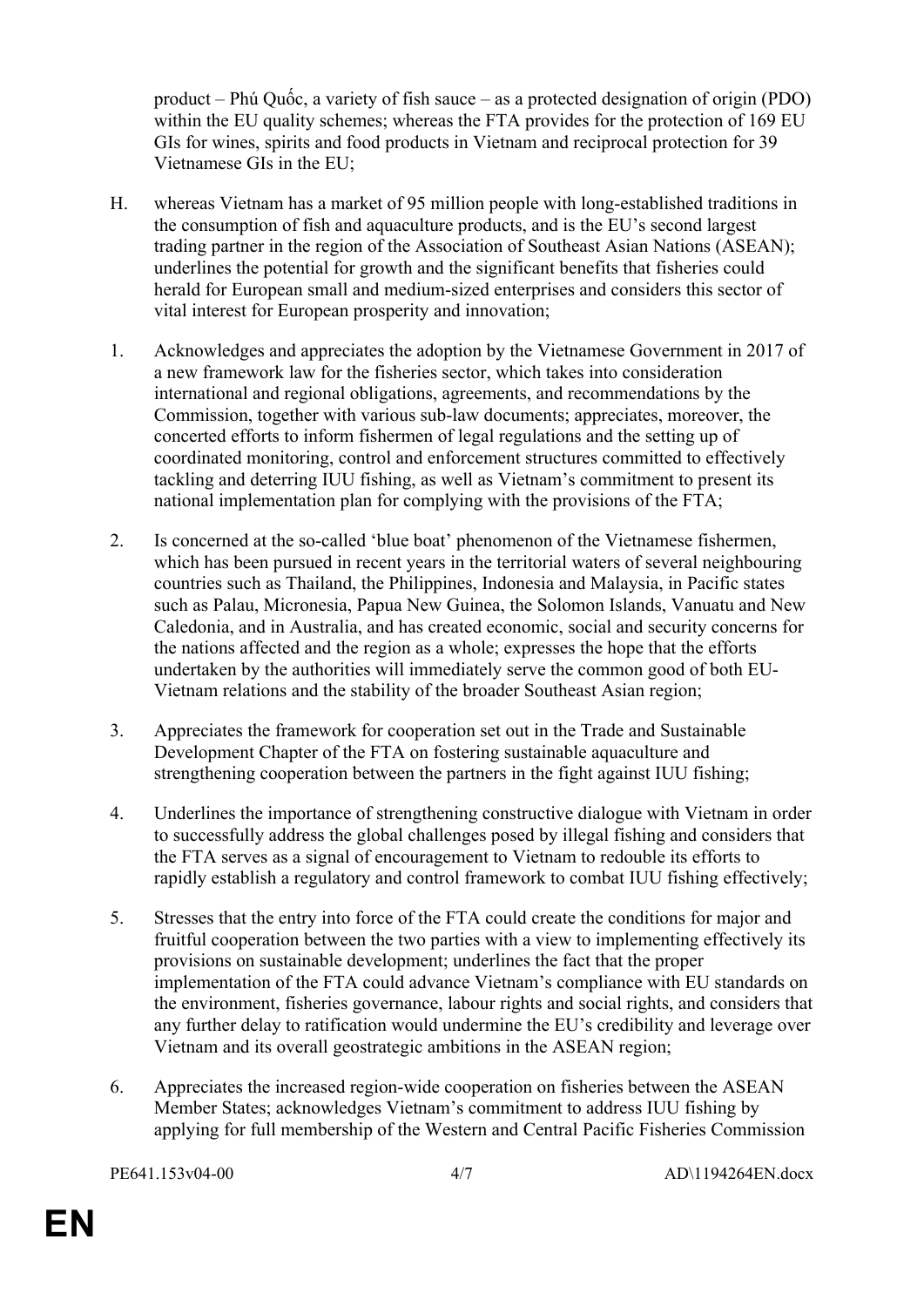product – Phú Quốc, a variety of fish sauce – as a protected designation of origin (PDO) within the EU quality schemes; whereas the FTA provides for the protection of 169 EU GIs for wines, spirits and food products in Vietnam and reciprocal protection for 39 Vietnamese GIs in the EU;

H. whereas Vietnam has a market of 95 million people with long-established traditions in the consumption of fish and aquaculture products, and is the EU's second largest trading partner in the region of the Association of Southeast Asian Nations (ASEAN); underlines the potential for growth and the significant benefits that fisheries could herald for European small and medium-sized enterprises and considers this sector of vital interest for European prosperity and innovation;

1. Acknowledges and appreciates the adoption by the Vietnamese Government in 2017 of a new framework law for the fisheries sector, which takes into consideration international and regional obligations, agreements, and recommendations by the Commission, together with various sub-law documents; appreciates, moreover, the concerted efforts to inform fishermen of legal regulations and the setting up of coordinated monitoring, control and enforcement structures committed to effectively tackling and deterring IUU fishing, as well as Vietnam's commitment to present its national implementation plan for complying with the provisions of the FTA;

2. Is concerned at the so-called 'blue boat' phenomenon of the Vietnamese fishermen, which has been pursued in recent years in the territorial waters of several neighbouring countries such as Thailand, the Philippines, Indonesia and Malaysia, in Pacific states such as Palau, Micronesia, Papua New Guinea, the Solomon Islands, Vanuatu and New Caledonia, and in Australia, and has created economic, social and security concerns for the nations affected and the region as a whole; expresses the hope that the efforts undertaken by the authorities will immediately serve the common good of both EU-Vietnam relations and the stability of the broader Southeast Asian region;

3. Appreciates the framework for cooperation set out in the Trade and Sustainable Development Chapter of the FTA on fostering sustainable aquaculture and strengthening cooperation between the partners in the fight against IUU fishing;

4. Underlines the importance of strengthening constructive dialogue with Vietnam in order to successfully address the global challenges posed by illegal fishing and considers that the FTA serves as a signal of encouragement to Vietnam to redouble its efforts to rapidly establish a regulatory and control framework to combat IUU fishing effectively;

5. Stresses that the entry into force of the FTA could create the conditions for major and fruitful cooperation between the two parties with a view to implementing effectively its provisions on sustainable development; underlines the fact that the proper implementation of the FTA could advance Vietnam's compliance with EU standards on the environment, fisheries governance, labour rights and social rights, and considers that any further delay to ratification would undermine the EU's credibility and leverage over Vietnam and its overall geostrategic ambitions in the ASEAN region;

6. Appreciates the increased region-wide cooperation on fisheries between the ASEAN Member States; acknowledges Vietnam's commitment to address IUU fishing by applying for full membership of the Western and Central Pacific Fisheries Commission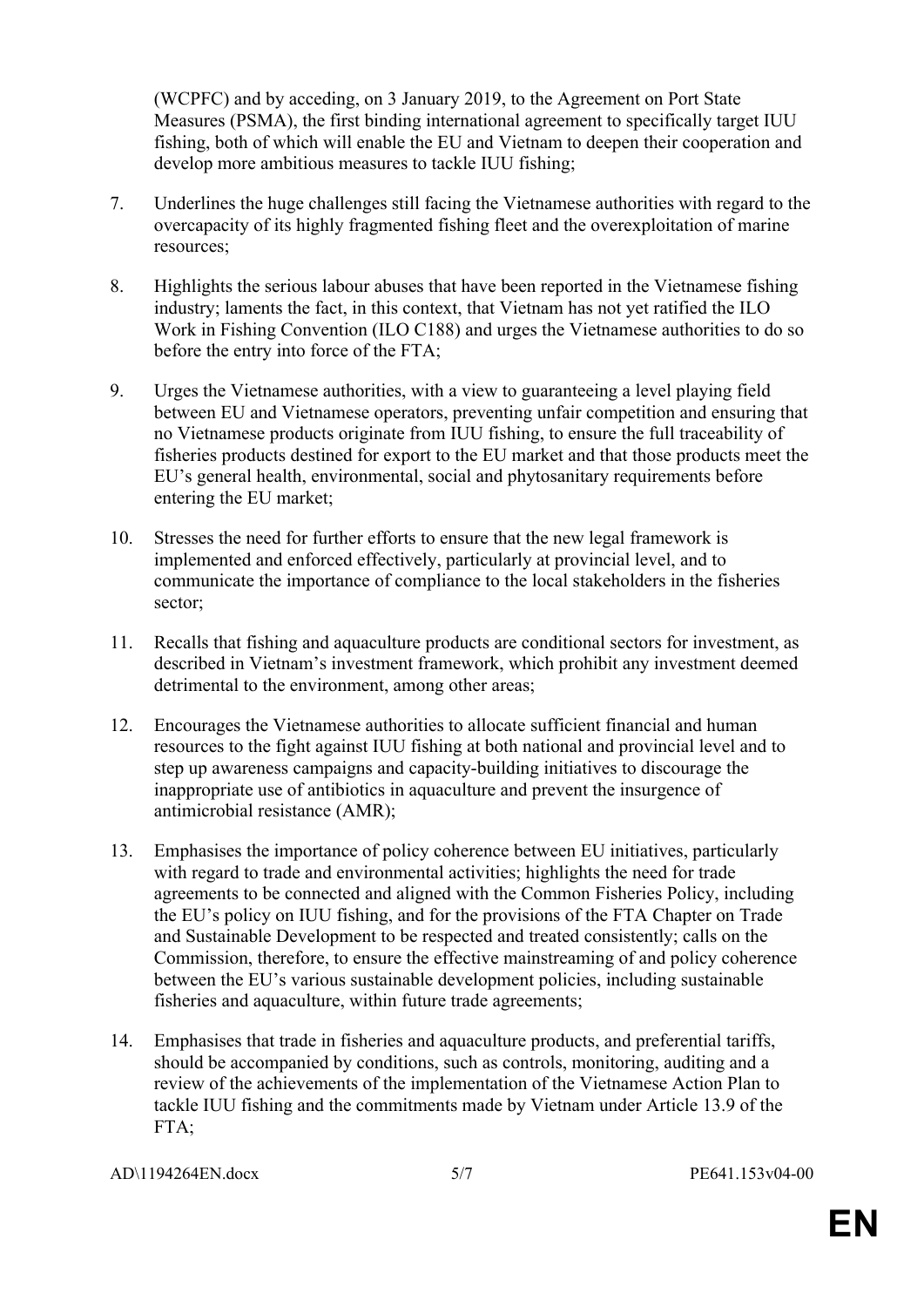(WCPFC) and by acceding, on 3 January 2019, to the Agreement on Port State Measures (PSMA), the first binding international agreement to specifically target IUU fishing, both of which will enable the EU and Vietnam to deepen their cooperation and develop more ambitious measures to tackle IUU fishing;

7. Underlines the huge challenges still facing the Vietnamese authorities with regard to the overcapacity of its highly fragmented fishing fleet and the overexploitation of marine resources;

8. Highlights the serious labour abuses that have been reported in the Vietnamese fishing industry; laments the fact, in this context, that Vietnam has not yet ratified the ILO Work in Fishing Convention (ILO C188) and urges the Vietnamese authorities to do so before the entry into force of the FTA;

9. Urges the Vietnamese authorities, with a view to guaranteeing a level playing field between EU and Vietnamese operators, preventing unfair competition and ensuring that no Vietnamese products originate from IUU fishing, to ensure the full traceability of fisheries products destined for export to the EU market and that those products meet the EU's general health, environmental, social and phytosanitary requirements before entering the EU market;

10. Stresses the need for further efforts to ensure that the new legal framework is implemented and enforced effectively, particularly at provincial level, and to communicate the importance of compliance to the local stakeholders in the fisheries sector;

11. Recalls that fishing and aquaculture products are conditional sectors for investment, as described in Vietnam's investment framework, which prohibit any investment deemed detrimental to the environment, among other areas;

12. Encourages the Vietnamese authorities to allocate sufficient financial and human resources to the fight against IUU fishing at both national and provincial level and to step up awareness campaigns and capacity-building initiatives to discourage the inappropriate use of antibiotics in aquaculture and prevent the insurgence of antimicrobial resistance (AMR);

13. Emphasises the importance of policy coherence between EU initiatives, particularly with regard to trade and environmental activities; highlights the need for trade agreements to be connected and aligned with the Common Fisheries Policy, including the EU's policy on IUU fishing, and for the provisions of the FTA Chapter on Trade and Sustainable Development to be respected and treated consistently; calls on the Commission, therefore, to ensure the effective mainstreaming of and policy coherence between the EU's various sustainable development policies, including sustainable fisheries and aquaculture, within future trade agreements;

14. Emphasises that trade in fisheries and aquaculture products, and preferential tariffs, should be accompanied by conditions, such as controls, monitoring, auditing and a review of the achievements of the implementation of the Vietnamese Action Plan to tackle IUU fishing and the commitments made by Vietnam under Article 13.9 of the FTA;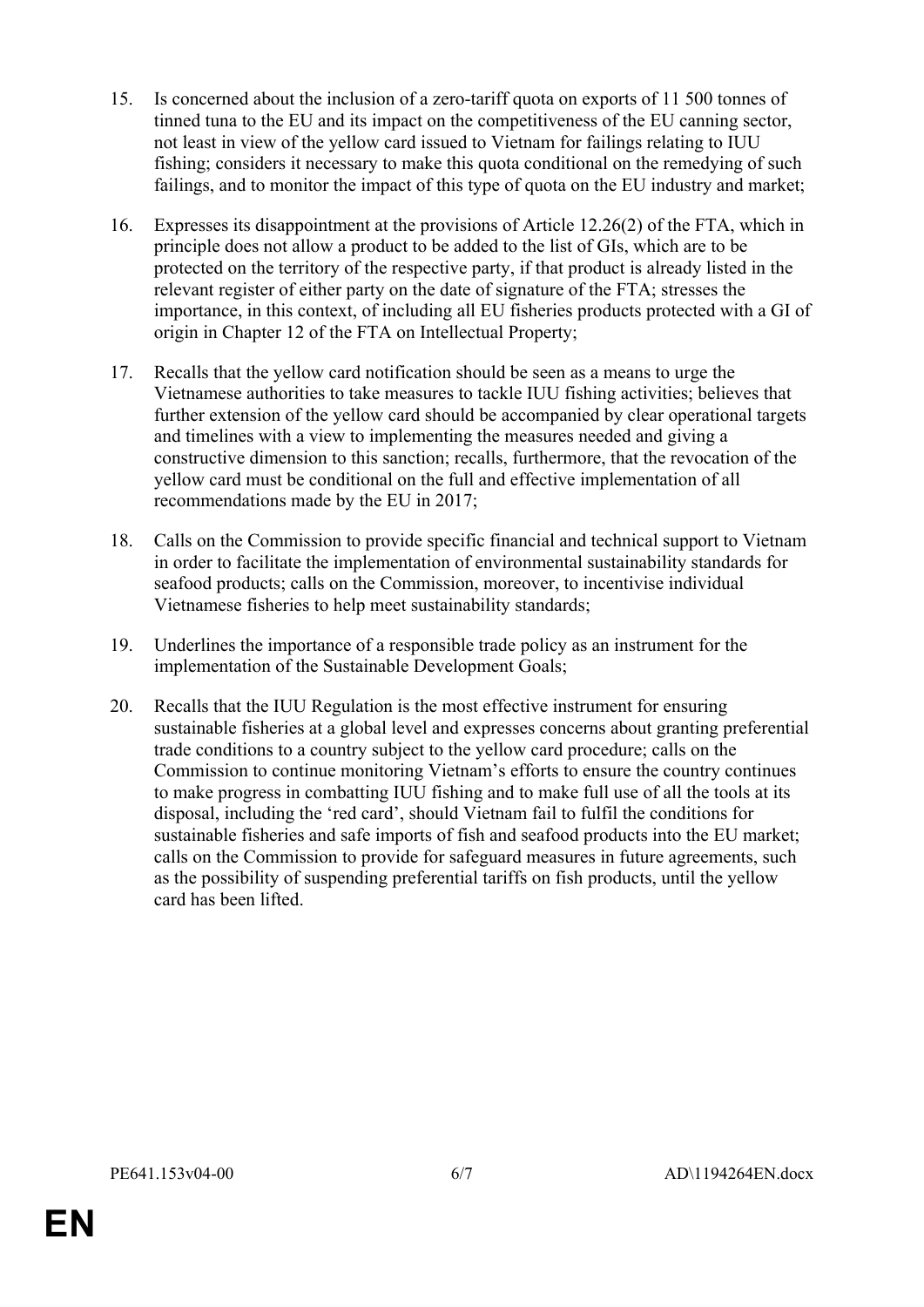15. Is concerned about the inclusion of a zero-tariff quota on exports of 11 500 tonnes of tinned tuna to the EU and its impact on the competitiveness of the EU canning sector, not least in view of the yellow card issued to Vietnam for failings relating to IUU fishing; considers it necessary to make this quota conditional on the remedying of such failings, and to monitor the impact of this type of quota on the EU industry and market;

16. Expresses its disappointment at the provisions of Article 12.26(2) of the FTA, which in principle does not allow a product to be added to the list of GIs, which are to be protected on the territory of the respective party, if that product is already listed in the relevant register of either party on the date of signature of the FTA; stresses the importance, in this context, of including all EU fisheries products protected with a GI of origin in Chapter 12 of the FTA on Intellectual Property;

17. Recalls that the yellow card notification should be seen as a means to urge the Vietnamese authorities to take measures to tackle IUU fishing activities; believes that further extension of the yellow card should be accompanied by clear operational targets and timelines with a view to implementing the measures needed and giving a constructive dimension to this sanction; recalls, furthermore, that the revocation of the yellow card must be conditional on the full and effective implementation of all recommendations made by the EU in 2017;

18. Calls on the Commission to provide specific financial and technical support to Vietnam in order to facilitate the implementation of environmental sustainability standards for seafood products; calls on the Commission, moreover, to incentivise individual Vietnamese fisheries to help meet sustainability standards;

19. Underlines the importance of a responsible trade policy as an instrument for the implementation of the Sustainable Development Goals;

20. Recalls that the IUU Regulation is the most effective instrument for ensuring sustainable fisheries at a global level and expresses concerns about granting preferential trade conditions to a country subject to the yellow card procedure; calls on the Commission to continue monitoring Vietnam's efforts to ensure the country continues to make progress in combatting IUU fishing and to make full use of all the tools at its disposal, including the 'red card', should Vietnam fail to fulfil the conditions for sustainable fisheries and safe imports of fish and seafood products into the EU market; calls on the Commission to provide for safeguard measures in future agreements, such as the possibility of suspending preferential tariffs on fish products, until the yellow card has been lifted.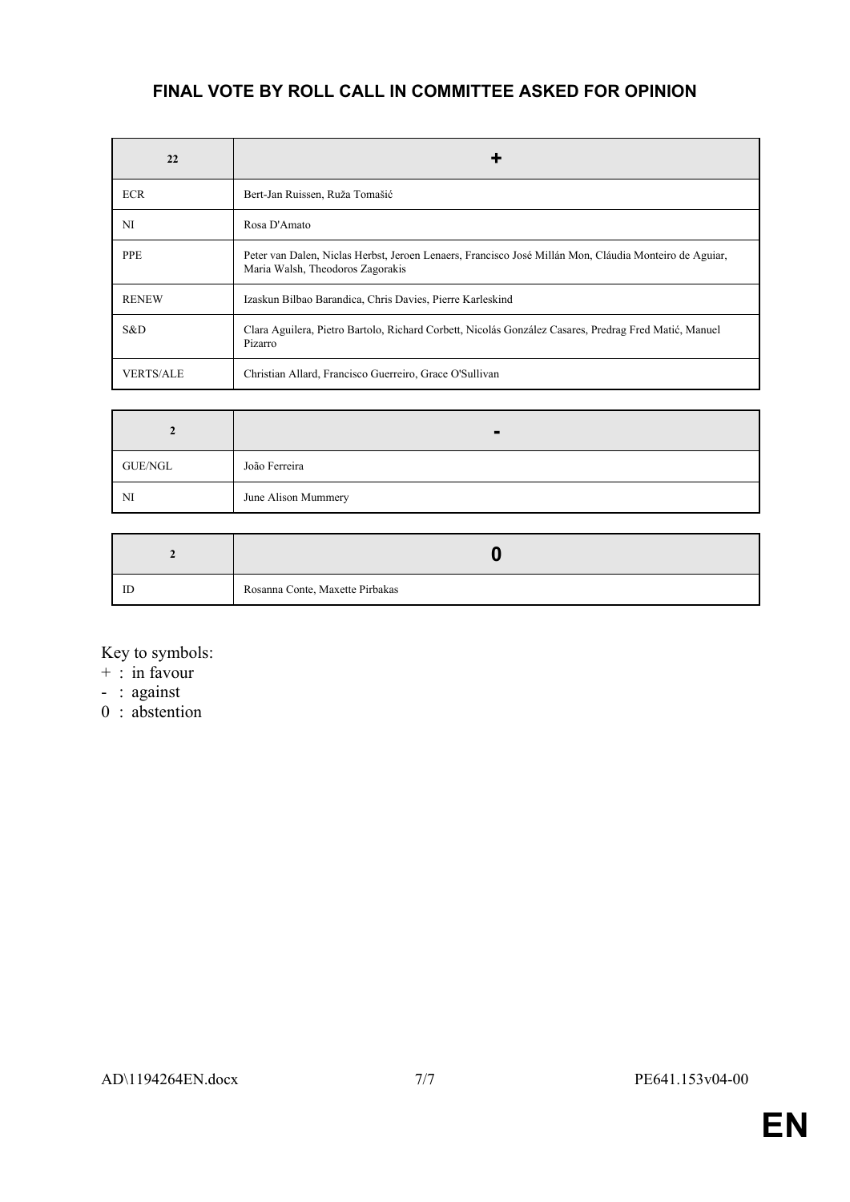# FINAL VOTE BY ROLL CALL IN COMMITTEE ASKED FOR OPINION

| 22 | + |
|---|---|
| ECR | Bert-Jan Ruissen, Ruža Tomašić |
| NI | Rosa D'Amato |
| PPE | Peter van Dalen, Niclas Herbst, Jeroen Lenaers, Francisco José Millán Mon, Cláudia Monteiro de Aguiar, Maria Walsh, Theodoros Zagorakis |
| RENEW | Izaskun Bilbao Barandica, Chris Davies, Pierre Karleskind |
| S&D | Clara Aguilera, Pietro Bartolo, Richard Corbett, Nicolás González Casares, Predrag Fred Matić, Manuel Pizarro |
| VERTS/ALE | Christian Allard, Francisco Guerreiro, Grace O'Sullivan |

| 2 | - |
|---|---|
| GUE/NGL | João Ferreira |
| NI | June Alison Mummery |

| 2 | 0 |
|---|---|
| ID | Rosanna Conte, Maxette Pirbakas |

Key to symbols:
+ : in favour
- : against
0 : abstention